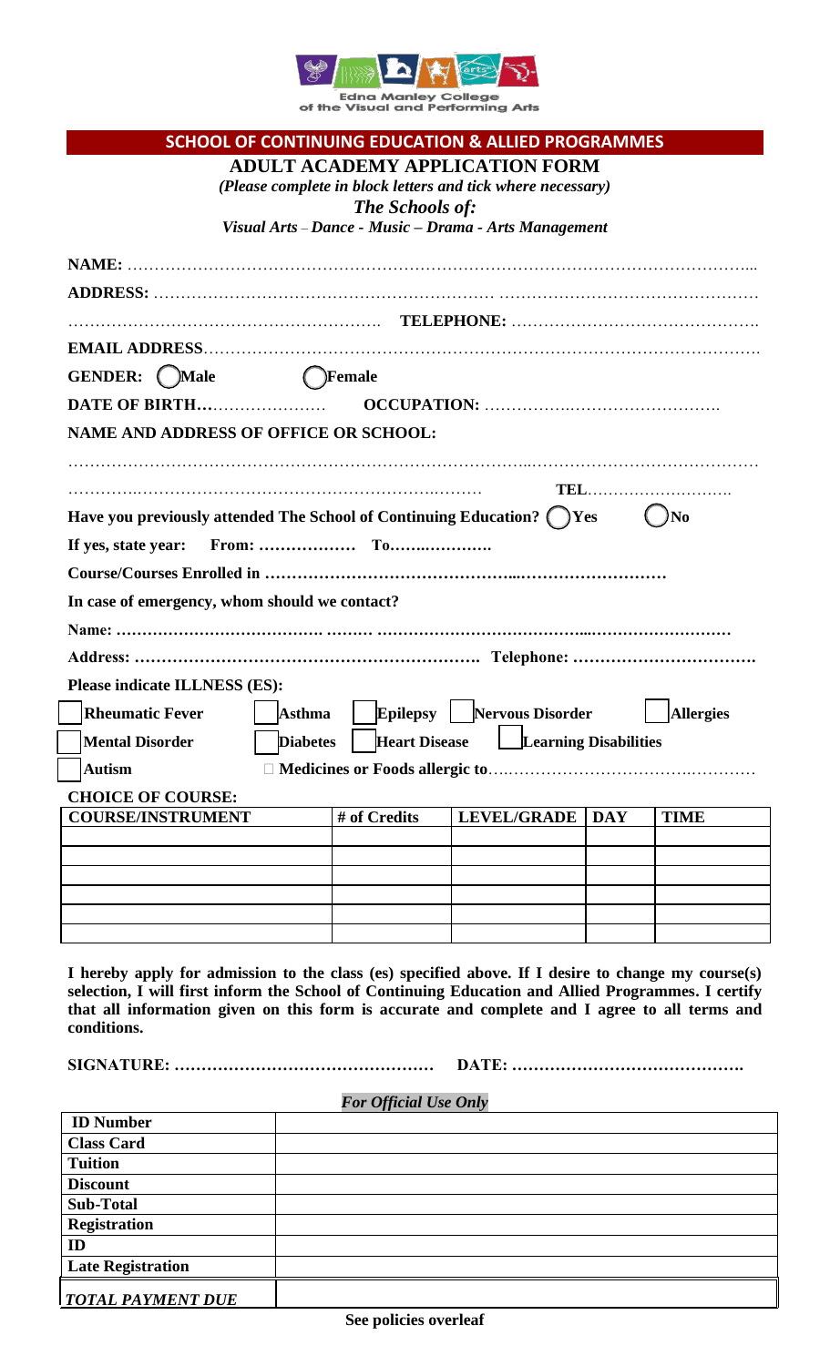Edna Manley College of the Visual and Performing Arts

## SCHOOL OF CONTINUING EDUCATION & ALLIED PROGRAMMES

### ADULT ACADEMY APPLICATION FORM

*(Please complete in block letters and tick where necessary)*

***The Schools of:***

*Visual Arts – Dance - Music – Drama - Arts Management*

**NAME:** …………………………………………………………………………………………………...

**ADDRESS:** ……………………………………………………… …………………………………………

…………………………………………………. **TELEPHONE:** ……………………………………….

**EMAIL ADDRESS**…………………………………………………………………………………………

**GENDER:** ◯ **Male** ◯ **Female**

**DATE OF BIRTH…**………………… **OCCUPATION:** ……………………………………….

**NAME AND ADDRESS OF OFFICE OR SCHOOL:**

……………………………………………………………………………………………………………………

……………………………………………………………………… **TEL**……………………….

**Have you previously attended The School of Continuing Education?** ◯ **Yes** ◯ **No**

**If yes, state year: From: ……………… To…….…………**

**Course/Courses Enrolled in ………………………………………...………………………**

**In case of emergency, whom should we contact?**

**Name: ………………………………. ……… ………………………………...………………………**

**Address: ………………………………………………………. Telephone: ……………………………**

**Please indicate ILLNESS (ES):**

☐ **Rheumatic Fever** ☐ **Asthma** ☐ **Epilepsy** ☐ **Nervous Disorder** ☐ **Allergies**

☐ **Mental Disorder** ☐ **Diabetes** ☐ **Heart Disease** ☐ **Learning Disabilities**

☐ **Autism** ☐ **Medicines or Foods allergic to**……………………………………………

**CHOICE OF COURSE:**

| COURSE/INSTRUMENT | # of Credits | LEVEL/GRADE | DAY | TIME |
|---|---|---|---|---|
| | | | | |
| | | | | |
| | | | | |
| | | | | |
| | | | | |

**I hereby apply for admission to the class (es) specified above. If I desire to change my course(s) selection, I will first inform the School of Continuing Education and Allied Programmes. I certify that all information given on this form is accurate and complete and I agree to all terms and conditions.**

**SIGNATURE: …………………………………………** **DATE: ……………………………………**

*For Official Use Only*

| | |
|---|---|
| **ID Number** | |
| **Class Card** | |
| **Tuition** | |
| **Discount** | |
| **Sub-Total** | |
| **Registration** | |
| **ID** | |
| **Late Registration** | |
| ***TOTAL PAYMENT DUE*** | |

**See policies overleaf**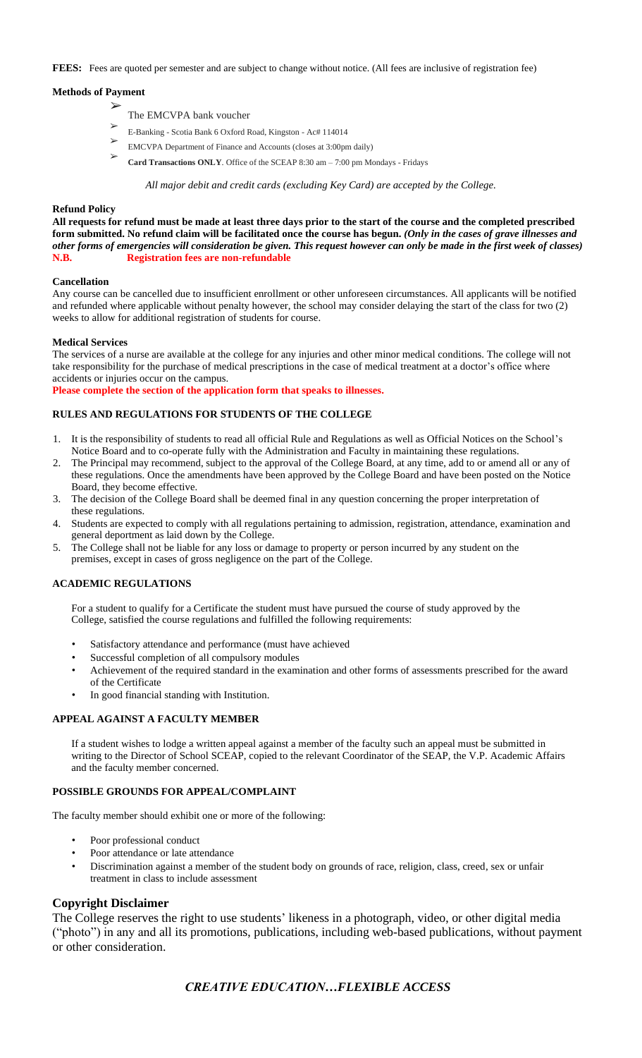**FEES:** Fees are quoted per semester and are subject to change without notice. (All fees are inclusive of registration fee)

**Methods of Payment**

- The EMCVPA bank voucher
- E-Banking - Scotia Bank 6 Oxford Road, Kingston - Ac# 114014
- EMCVPA Department of Finance and Accounts (closes at 3:00pm daily)
- **Card Transactions ONLY**. Office of the SCEAP 8:30 am – 7:00 pm Mondays - Fridays

*All major debit and credit cards (excluding Key Card) are accepted by the College.*

**Refund Policy**

**All requests for refund must be made at least three days prior to the start of the course and the completed prescribed form submitted. No refund claim will be facilitated once the course has begun.** ***(Only in the cases of grave illnesses and other forms of emergencies will consideration be given. This request however can only be made in the first week of classes)***
**N.B. Registration fees are non-refundable**

**Cancellation**

Any course can be cancelled due to insufficient enrollment or other unforeseen circumstances. All applicants will be notified and refunded where applicable without penalty however, the school may consider delaying the start of the class for two (2) weeks to allow for additional registration of students for course.

**Medical Services**

The services of a nurse are available at the college for any injuries and other minor medical conditions. The college will not take responsibility for the purchase of medical prescriptions in the case of medical treatment at a doctor's office where accidents or injuries occur on the campus.
**Please complete the section of the application form that speaks to illnesses.**

**RULES AND REGULATIONS FOR STUDENTS OF THE COLLEGE**

1. It is the responsibility of students to read all official Rule and Regulations as well as Official Notices on the School's Notice Board and to co-operate fully with the Administration and Faculty in maintaining these regulations.
2. The Principal may recommend, subject to the approval of the College Board, at any time, add to or amend all or any of these regulations. Once the amendments have been approved by the College Board and have been posted on the Notice Board, they become effective.
3. The decision of the College Board shall be deemed final in any question concerning the proper interpretation of these regulations.
4. Students are expected to comply with all regulations pertaining to admission, registration, attendance, examination and general deportment as laid down by the College.
5. The College shall not be liable for any loss or damage to property or person incurred by any student on the premises, except in cases of gross negligence on the part of the College.

**ACADEMIC REGULATIONS**

For a student to qualify for a Certificate the student must have pursued the course of study approved by the College, satisfied the course regulations and fulfilled the following requirements:

- Satisfactory attendance and performance (must have achieved
- Successful completion of all compulsory modules
- Achievement of the required standard in the examination and other forms of assessments prescribed for the award of the Certificate
- In good financial standing with Institution.

**APPEAL AGAINST A FACULTY MEMBER**

If a student wishes to lodge a written appeal against a member of the faculty such an appeal must be submitted in writing to the Director of School SCEAP, copied to the relevant Coordinator of the SEAP, the V.P. Academic Affairs and the faculty member concerned.

**POSSIBLE GROUNDS FOR APPEAL/COMPLAINT**

The faculty member should exhibit one or more of the following:

- Poor professional conduct
- Poor attendance or late attendance
- Discrimination against a member of the student body on grounds of race, religion, class, creed, sex or unfair treatment in class to include assessment

## Copyright Disclaimer

The College reserves the right to use students' likeness in a photograph, video, or other digital media ("photo") in any and all its promotions, publications, including web-based publications, without payment or other consideration.

***CREATIVE EDUCATION…FLEXIBLE ACCESS***